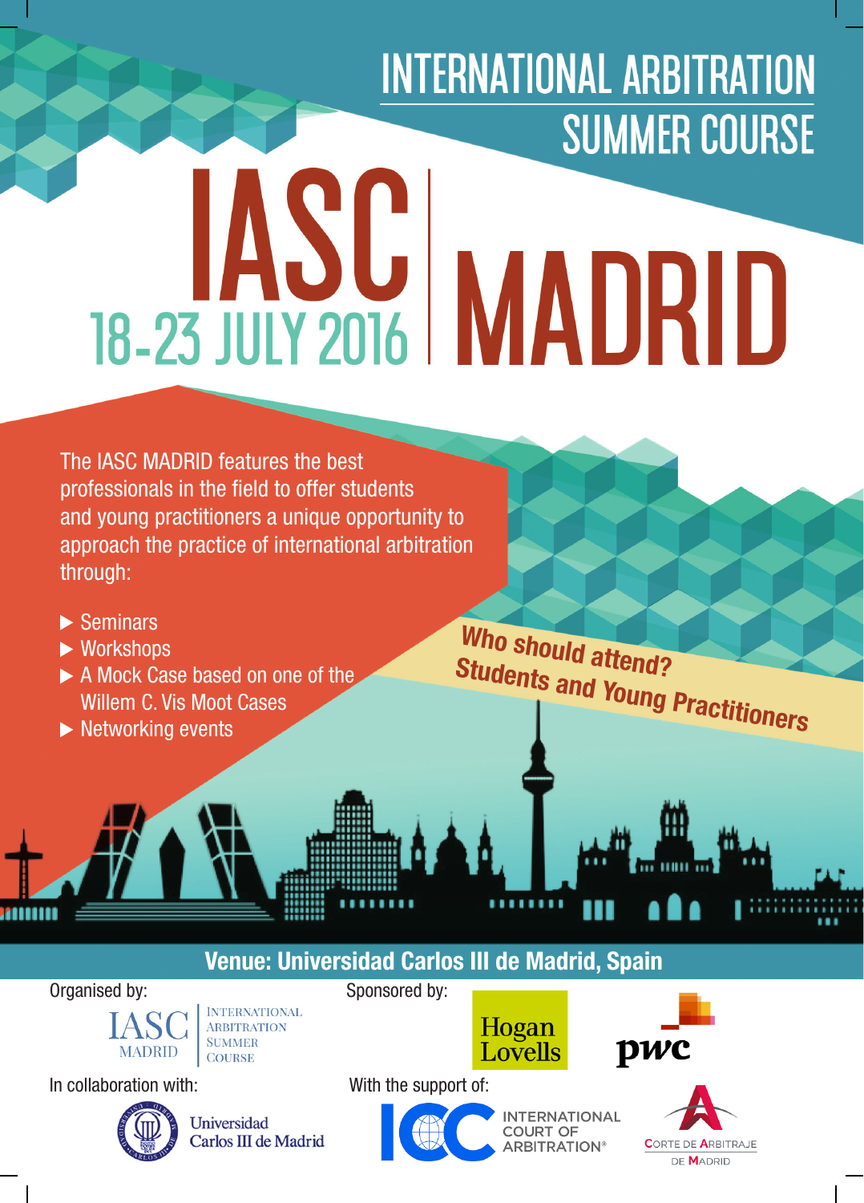# INTERNATIONAL ARBITRATION SUMMER COURSE

# IASC MADRID

## 18-23 JULY 2016

The IASC MADRID features the best professionals in the field to offer students and young practitioners a unique opportunity to approach the practice of international arbitration through:

- Seminars
- Workshops
- A Mock Case based on one of the Willem C. Vis Moot Cases
- Networking events

**Who should attend?**
**Students and Young Practitioners**

**Venue: Universidad Carlos III de Madrid, Spain**

Organised by:

IASC MADRID — INTERNATIONAL ARBITRATION SUMMER COURSE

Sponsored by:

Hogan Lovells

pwc

In collaboration with:

Universidad Carlos III de Madrid

With the support of:

ICC INTERNATIONAL COURT OF ARBITRATION®

CORTE DE ARBITRAJE DE MADRID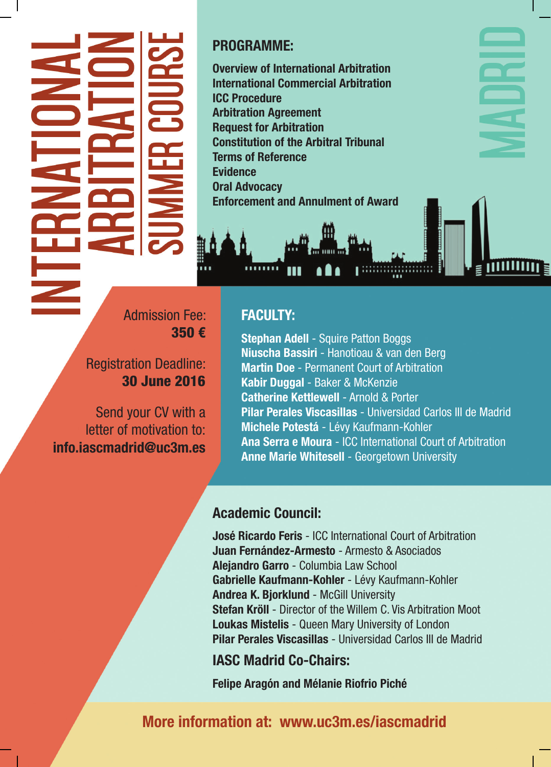# INTERNATIONAL ARBITRATION SUMMER COURSE

# MADRID

## PROGRAMME:

**Overview of International Arbitration**
**International Commercial Arbitration**
**ICC Procedure**
**Arbitration Agreement**
**Request for Arbitration**
**Constitution of the Arbitral Tribunal**
**Terms of Reference**
**Evidence**
**Oral Advocacy**
**Enforcement and Annulment of Award**

Admission Fee:
**350 €**

Registration Deadline:
**30 June 2016**

Send your CV with a letter of motivation to:
**info.iascmadrid@uc3m.es**

## FACULTY:

**Stephan Adell** - Squire Patton Boggs
**Niuscha Bassiri** - Hanotioau & van den Berg
**Martin Doe** - Permanent Court of Arbitration
**Kabir Duggal** - Baker & McKenzie
**Catherine Kettlewell** - Arnold & Porter
**Pilar Perales Viscasillas** - Universidad Carlos III de Madrid
**Michele Potestá** - Lévy Kaufmann-Kohler
**Ana Serra e Moura** - ICC International Court of Arbitration
**Anne Marie Whitesell** - Georgetown University

## Academic Council:

**José Ricardo Feris** - ICC International Court of Arbitration
**Juan Fernández-Armesto** - Armesto & Asociados
**Alejandro Garro** - Columbia Law School
**Gabrielle Kaufmann-Kohler** - Lévy Kaufmann-Kohler
**Andrea K. Bjorklund** - McGill University
**Stefan Kröll** - Director of the Willem C. Vis Arbitration Moot
**Loukas Mistelis** - Queen Mary University of London
**Pilar Perales Viscasillas** - Universidad Carlos III de Madrid

## IASC Madrid Co-Chairs:

**Felipe Aragón and Mélanie Riofrio Piché**

**More information at: www.uc3m.es/iascmadrid**